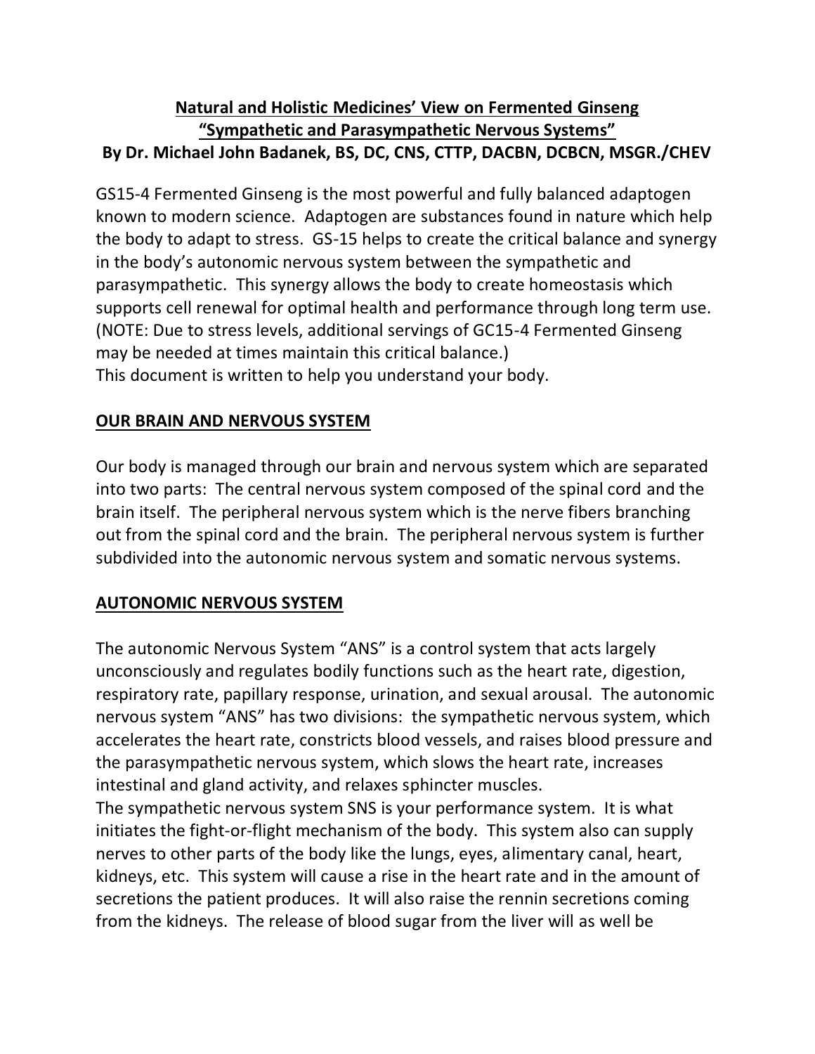**Natural and Holistic Medicines' View on Fermented Ginseng**
**"Sympathetic and Parasympathetic Nervous Systems"**
**By Dr. Michael John Badanek, BS, DC, CNS, CTTP, DACBN, DCBCN, MSGR./CHEV**

GS15-4 Fermented Ginseng is the most powerful and fully balanced adaptogen known to modern science. Adaptogen are substances found in nature which help the body to adapt to stress. GS-15 helps to create the critical balance and synergy in the body's autonomic nervous system between the sympathetic and parasympathetic. This synergy allows the body to create homeostasis which supports cell renewal for optimal health and performance through long term use. (NOTE: Due to stress levels, additional servings of GC15-4 Fermented Ginseng may be needed at times maintain this critical balance.)
This document is written to help you understand your body.

## OUR BRAIN AND NERVOUS SYSTEM

Our body is managed through our brain and nervous system which are separated into two parts: The central nervous system composed of the spinal cord and the brain itself. The peripheral nervous system which is the nerve fibers branching out from the spinal cord and the brain. The peripheral nervous system is further subdivided into the autonomic nervous system and somatic nervous systems.

## AUTONOMIC NERVOUS SYSTEM

The autonomic Nervous System "ANS" is a control system that acts largely unconsciously and regulates bodily functions such as the heart rate, digestion, respiratory rate, papillary response, urination, and sexual arousal. The autonomic nervous system "ANS" has two divisions: the sympathetic nervous system, which accelerates the heart rate, constricts blood vessels, and raises blood pressure and the parasympathetic nervous system, which slows the heart rate, increases intestinal and gland activity, and relaxes sphincter muscles.
The sympathetic nervous system SNS is your performance system. It is what initiates the fight-or-flight mechanism of the body. This system also can supply nerves to other parts of the body like the lungs, eyes, alimentary canal, heart, kidneys, etc. This system will cause a rise in the heart rate and in the amount of secretions the patient produces. It will also raise the rennin secretions coming from the kidneys. The release of blood sugar from the liver will as well be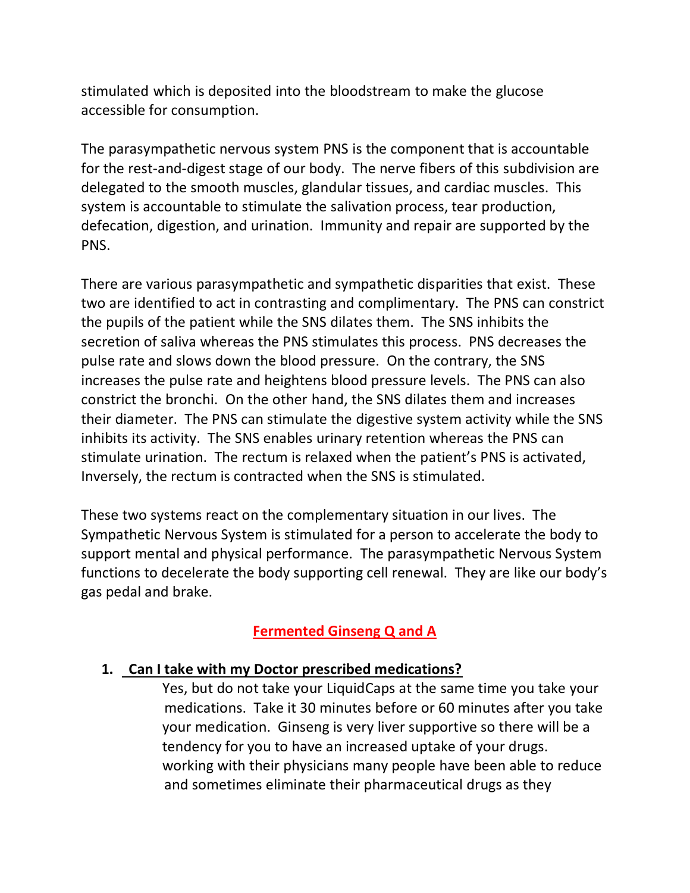stimulated which is deposited into the bloodstream to make the glucose accessible for consumption.

The parasympathetic nervous system PNS is the component that is accountable for the rest-and-digest stage of our body. The nerve fibers of this subdivision are delegated to the smooth muscles, glandular tissues, and cardiac muscles. This system is accountable to stimulate the salivation process, tear production, defecation, digestion, and urination. Immunity and repair are supported by the PNS.

There are various parasympathetic and sympathetic disparities that exist. These two are identified to act in contrasting and complimentary. The PNS can constrict the pupils of the patient while the SNS dilates them. The SNS inhibits the secretion of saliva whereas the PNS stimulates this process. PNS decreases the pulse rate and slows down the blood pressure. On the contrary, the SNS increases the pulse rate and heightens blood pressure levels. The PNS can also constrict the bronchi. On the other hand, the SNS dilates them and increases their diameter. The PNS can stimulate the digestive system activity while the SNS inhibits its activity. The SNS enables urinary retention whereas the PNS can stimulate urination. The rectum is relaxed when the patient's PNS is activated, Inversely, the rectum is contracted when the SNS is stimulated.

These two systems react on the complementary situation in our lives. The Sympathetic Nervous System is stimulated for a person to accelerate the body to support mental and physical performance. The parasympathetic Nervous System functions to decelerate the body supporting cell renewal. They are like our body's gas pedal and brake.

## Fermented Ginseng Q and A

1. **Can I take with my Doctor prescribed medications?**

   Yes, but do not take your LiquidCaps at the same time you take your medications. Take it 30 minutes before or 60 minutes after you take your medication. Ginseng is very liver supportive so there will be a tendency for you to have an increased uptake of your drugs. working with their physicians many people have been able to reduce and sometimes eliminate their pharmaceutical drugs as they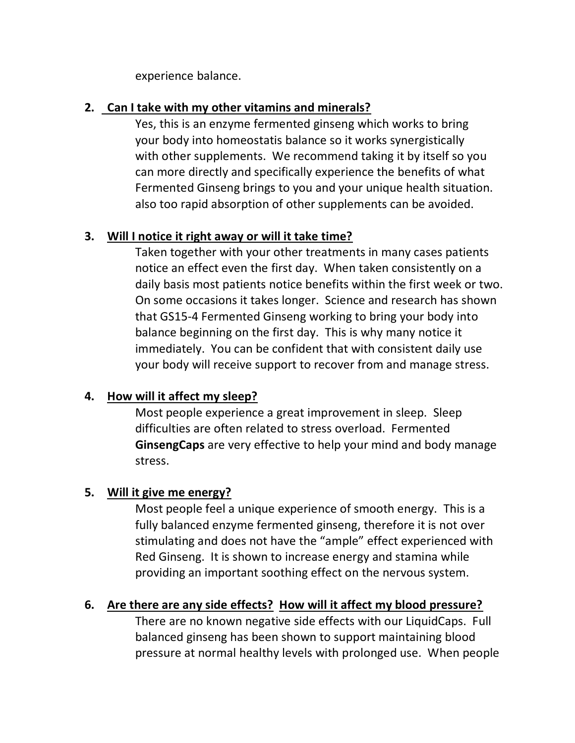experience balance.

2. **Can I take with my other vitamins and minerals?**

   Yes, this is an enzyme fermented ginseng which works to bring your body into homeostatis balance so it works synergistically with other supplements. We recommend taking it by itself so you can more directly and specifically experience the benefits of what Fermented Ginseng brings to you and your unique health situation. also too rapid absorption of other supplements can be avoided.

3. **Will I notice it right away or will it take time?**

   Taken together with your other treatments in many cases patients notice an effect even the first day. When taken consistently on a daily basis most patients notice benefits within the first week or two. On some occasions it takes longer. Science and research has shown that GS15-4 Fermented Ginseng working to bring your body into balance beginning on the first day. This is why many notice it immediately. You can be confident that with consistent daily use your body will receive support to recover from and manage stress.

4. **How will it affect my sleep?**

   Most people experience a great improvement in sleep. Sleep difficulties are often related to stress overload. Fermented **GinsengCaps** are very effective to help your mind and body manage stress.

5. **Will it give me energy?**

   Most people feel a unique experience of smooth energy. This is a fully balanced enzyme fermented ginseng, therefore it is not over stimulating and does not have the "ample" effect experienced with Red Ginseng. It is shown to increase energy and stamina while providing an important soothing effect on the nervous system.

6. **Are there are any side effects? How will it affect my blood pressure?**

   There are no known negative side effects with our LiquidCaps. Full balanced ginseng has been shown to support maintaining blood pressure at normal healthy levels with prolonged use. When people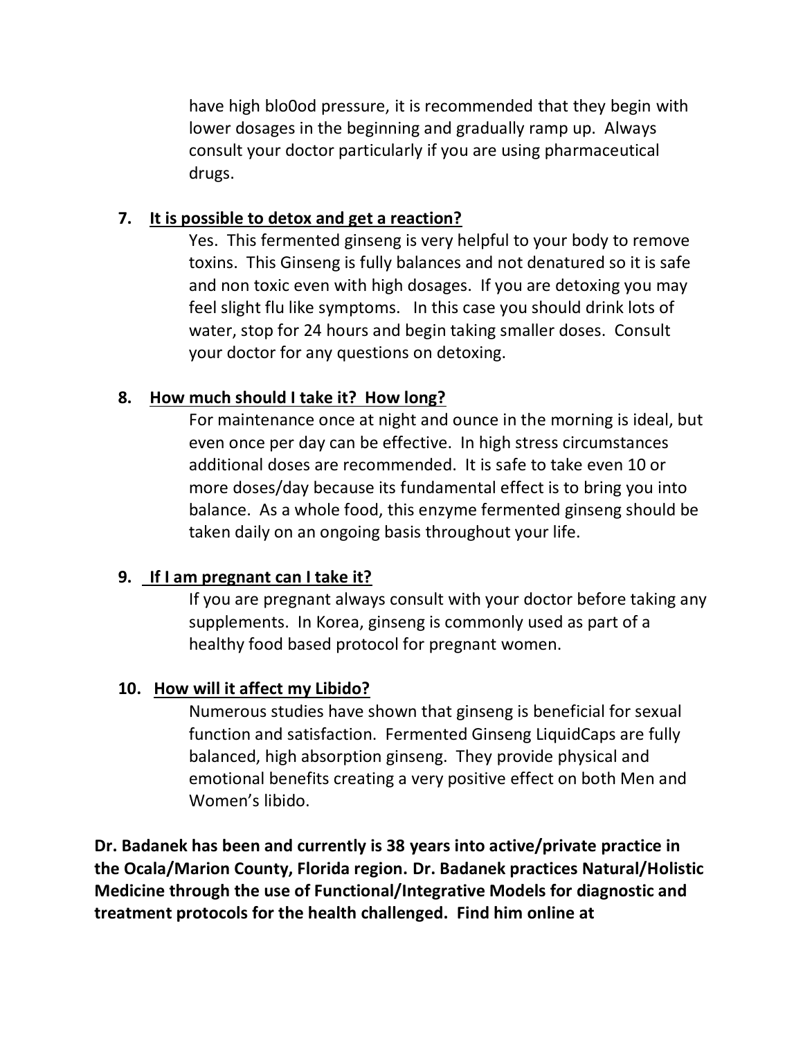have high blo0od pressure, it is recommended that they begin with lower dosages in the beginning and gradually ramp up. Always consult your doctor particularly if you are using pharmaceutical drugs.

7. **<u>It is possible to detox and get a reaction?</u>**

   Yes. This fermented ginseng is very helpful to your body to remove toxins. This Ginseng is fully balances and not denatured so it is safe and non toxic even with high dosages. If you are detoxing you may feel slight flu like symptoms. In this case you should drink lots of water, stop for 24 hours and begin taking smaller doses. Consult your doctor for any questions on detoxing.

8. **<u>How much should I take it? How long?</u>**

   For maintenance once at night and ounce in the morning is ideal, but even once per day can be effective. In high stress circumstances additional doses are recommended. It is safe to take even 10 or more doses/day because its fundamental effect is to bring you into balance. As a whole food, this enzyme fermented ginseng should be taken daily on an ongoing basis throughout your life.

9. **<u>If I am pregnant can I take it?</u>**

   If you are pregnant always consult with your doctor before taking any supplements. In Korea, ginseng is commonly used as part of a healthy food based protocol for pregnant women.

10. **<u>How will it affect my Libido?</u>**

    Numerous studies have shown that ginseng is beneficial for sexual function and satisfaction. Fermented Ginseng LiquidCaps are fully balanced, high absorption ginseng. They provide physical and emotional benefits creating a very positive effect on both Men and Women's libido.

**Dr. Badanek has been and currently is 38 years into active/private practice in the Ocala/Marion County, Florida region. Dr. Badanek practices Natural/Holistic Medicine through the use of Functional/Integrative Models for diagnostic and treatment protocols for the health challenged. Find him online at**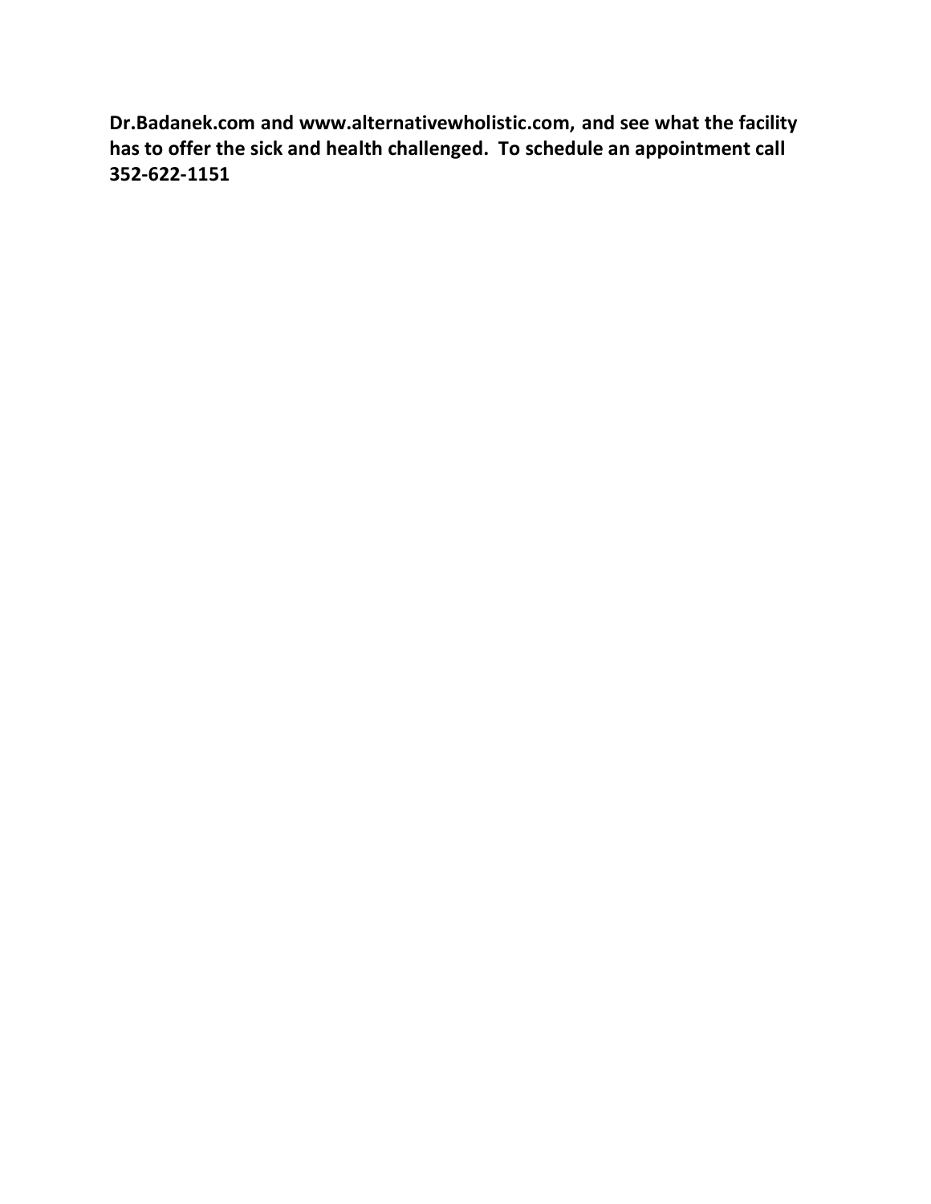**Dr.Badanek.com and www.alternativewholistic.com, and see what the facility has to offer the sick and health challenged. To schedule an appointment call 352-622-1151**